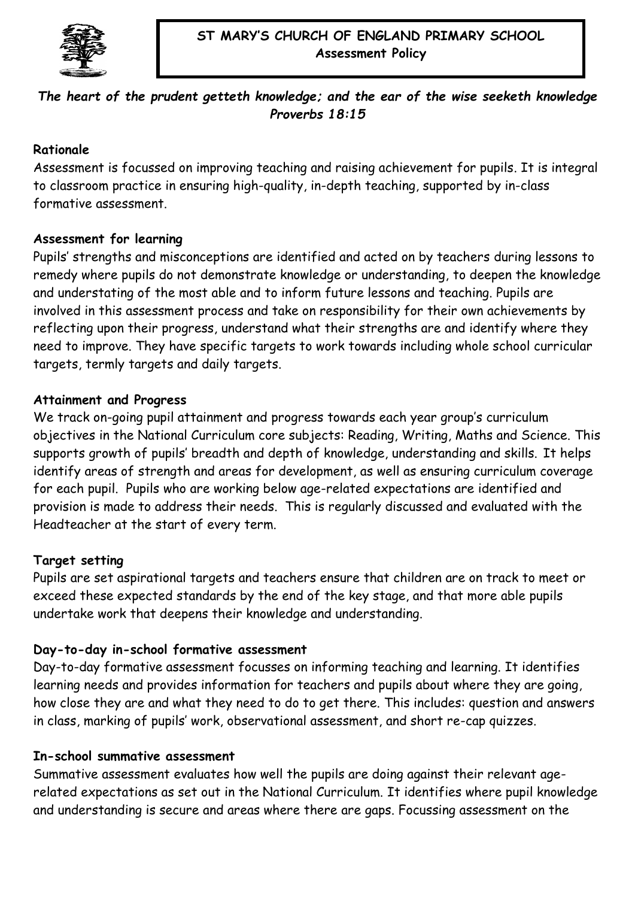# ST MARY'S CHURCH OF ENGLAND PRIMARY SCHOOL
## Assessment Policy

***The heart of the prudent getteth knowledge; and the ear of the wise seeketh knowledge Proverbs 18:15***

### Rationale

Assessment is focussed on improving teaching and raising achievement for pupils. It is integral to classroom practice in ensuring high-quality, in-depth teaching, supported by in-class formative assessment.

### Assessment for learning

Pupils' strengths and misconceptions are identified and acted on by teachers during lessons to remedy where pupils do not demonstrate knowledge or understanding, to deepen the knowledge and understating of the most able and to inform future lessons and teaching. Pupils are involved in this assessment process and take on responsibility for their own achievements by reflecting upon their progress, understand what their strengths are and identify where they need to improve. They have specific targets to work towards including whole school curricular targets, termly targets and daily targets.

### Attainment and Progress

We track on-going pupil attainment and progress towards each year group's curriculum objectives in the National Curriculum core subjects: Reading, Writing, Maths and Science. This supports growth of pupils' breadth and depth of knowledge, understanding and skills. It helps identify areas of strength and areas for development, as well as ensuring curriculum coverage for each pupil. Pupils who are working below age-related expectations are identified and provision is made to address their needs. This is regularly discussed and evaluated with the Headteacher at the start of every term.

### Target setting

Pupils are set aspirational targets and teachers ensure that children are on track to meet or exceed these expected standards by the end of the key stage, and that more able pupils undertake work that deepens their knowledge and understanding.

### Day-to-day in-school formative assessment

Day-to-day formative assessment focusses on informing teaching and learning. It identifies learning needs and provides information for teachers and pupils about where they are going, how close they are and what they need to do to get there. This includes: question and answers in class, marking of pupils' work, observational assessment, and short re-cap quizzes.

### In-school summative assessment

Summative assessment evaluates how well the pupils are doing against their relevant age-related expectations as set out in the National Curriculum. It identifies where pupil knowledge and understanding is secure and areas where there are gaps. Focussing assessment on the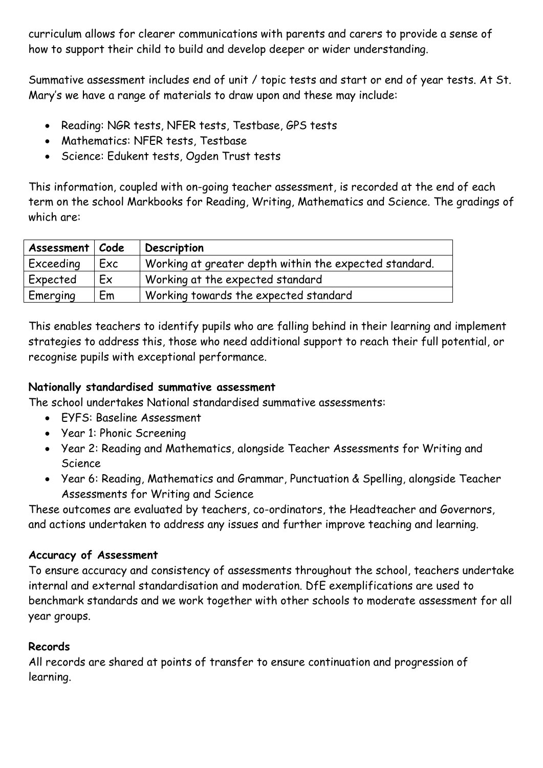curriculum allows for clearer communications with parents and carers to provide a sense of how to support their child to build and develop deeper or wider understanding.

Summative assessment includes end of unit / topic tests and start or end of year tests. At St. Mary's we have a range of materials to draw upon and these may include:

- Reading: NGR tests, NFER tests, Testbase, GPS tests
- Mathematics: NFER tests, Testbase
- Science: Edukent tests, Ogden Trust tests

This information, coupled with on-going teacher assessment, is recorded at the end of each term on the school Markbooks for Reading, Writing, Mathematics and Science. The gradings of which are:

| Assessment | Code | Description |
|---|---|---|
| Exceeding | Exc | Working at greater depth within the expected standard. |
| Expected | Ex | Working at the expected standard |
| Emerging | Em | Working towards the expected standard |

This enables teachers to identify pupils who are falling behind in their learning and implement strategies to address this, those who need additional support to reach their full potential, or recognise pupils with exceptional performance.

**Nationally standardised summative assessment**

The school undertakes National standardised summative assessments:

- EYFS: Baseline Assessment
- Year 1: Phonic Screening
- Year 2: Reading and Mathematics, alongside Teacher Assessments for Writing and Science
- Year 6: Reading, Mathematics and Grammar, Punctuation & Spelling, alongside Teacher Assessments for Writing and Science

These outcomes are evaluated by teachers, co-ordinators, the Headteacher and Governors, and actions undertaken to address any issues and further improve teaching and learning.

**Accuracy of Assessment**

To ensure accuracy and consistency of assessments throughout the school, teachers undertake internal and external standardisation and moderation. DfE exemplifications are used to benchmark standards and we work together with other schools to moderate assessment for all year groups.

**Records**

All records are shared at points of transfer to ensure continuation and progression of learning.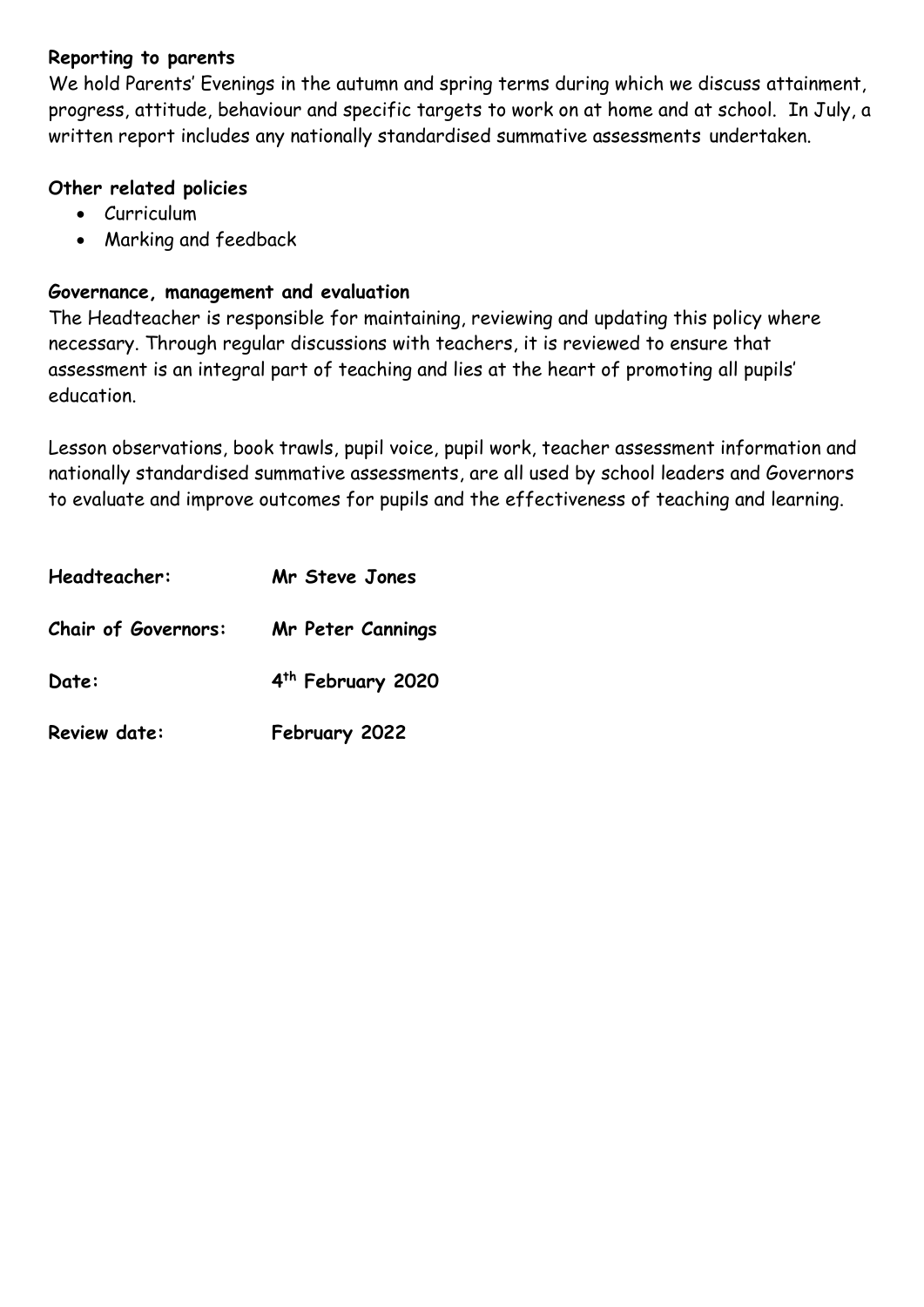**Reporting to parents**

We hold Parents' Evenings in the autumn and spring terms during which we discuss attainment, progress, attitude, behaviour and specific targets to work on at home and at school. In July, a written report includes any nationally standardised summative assessments undertaken.

**Other related policies**

- Curriculum
- Marking and feedback

**Governance, management and evaluation**

The Headteacher is responsible for maintaining, reviewing and updating this policy where necessary. Through regular discussions with teachers, it is reviewed to ensure that assessment is an integral part of teaching and lies at the heart of promoting all pupils' education.

Lesson observations, book trawls, pupil voice, pupil work, teacher assessment information and nationally standardised summative assessments, are all used by school leaders and Governors to evaluate and improve outcomes for pupils and the effectiveness of teaching and learning.

**Headteacher:** **Mr Steve Jones**

**Chair of Governors:** **Mr Peter Cannings**

**Date:** **4th February 2020**

**Review date:** **February 2022**